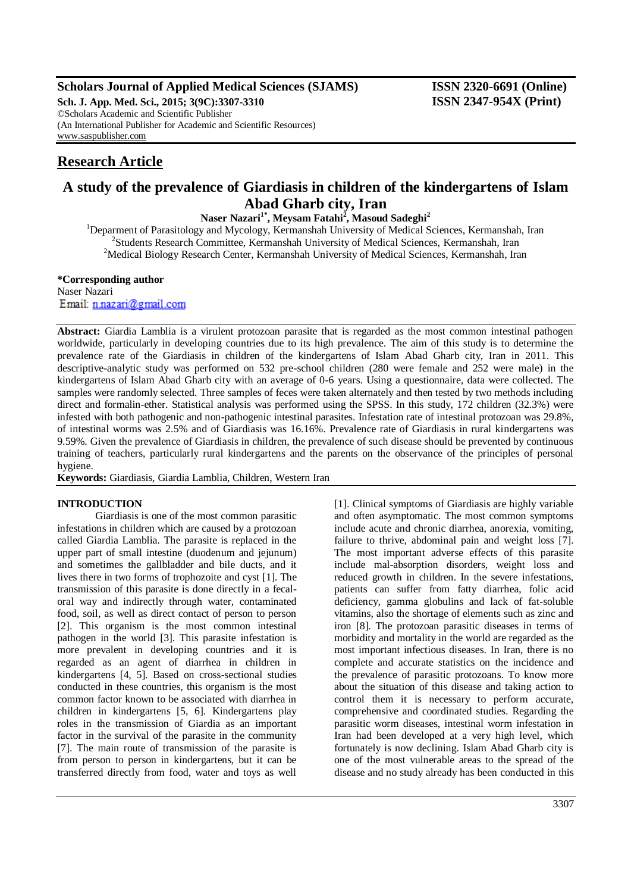**Scholars Journal of Applied Medical Sciences (SJAMS)** **ISSN 2320-6691 (Online)**
**Sch. J. App. Med. Sci., 2015; 3(9C):3307-3310** **ISSN 2347-954X (Print)**
©Scholars Academic and Scientific Publisher
(An International Publisher for Academic and Scientific Resources)
www.saspublisher.com

## Research Article

# A study of the prevalence of Giardiasis in children of the kindergartens of Islam Abad Gharb city, Iran

**Naser Nazari[1*], Meysam Fatahi[2], Masoud Sadeghi[2]**

[1]Deparment of Parasitology and Mycology, Kermanshah University of Medical Sciences, Kermanshah, Iran
[2]Students Research Committee, Kermanshah University of Medical Sciences, Kermanshah, Iran
[2]Medical Biology Research Center, Kermanshah University of Medical Sciences, Kermanshah, Iran

**\*Corresponding author**
Naser Nazari
Email: n.nazari@gmail.com

**Abstract:** Giardia Lamblia is a virulent protozoan parasite that is regarded as the most common intestinal pathogen worldwide, particularly in developing countries due to its high prevalence. The aim of this study is to determine the prevalence rate of the Giardiasis in children of the kindergartens of Islam Abad Gharb city, Iran in 2011. This descriptive-analytic study was performed on 532 pre-school children (280 were female and 252 were male) in the kindergartens of Islam Abad Gharb city with an average of 0-6 years. Using a questionnaire, data were collected. The samples were randomly selected. Three samples of feces were taken alternately and then tested by two methods including direct and formalin-ether. Statistical analysis was performed using the SPSS. In this study, 172 children (32.3%) were infested with both pathogenic and non-pathogenic intestinal parasites. Infestation rate of intestinal protozoan was 29.8%, of intestinal worms was 2.5% and of Giardiasis was 16.16%. Prevalence rate of Giardiasis in rural kindergartens was 9.59%. Given the prevalence of Giardiasis in children, the prevalence of such disease should be prevented by continuous training of teachers, particularly rural kindergartens and the parents on the observance of the principles of personal hygiene.

**Keywords:** Giardiasis, Giardia Lamblia, Children, Western Iran

## INTRODUCTION

Giardiasis is one of the most common parasitic infestations in children which are caused by a protozoan called Giardia Lamblia. The parasite is replaced in the upper part of small intestine (duodenum and jejunum) and sometimes the gallbladder and bile ducts, and it lives there in two forms of trophozoite and cyst [1]. The transmission of this parasite is done directly in a fecal-oral way and indirectly through water, contaminated food, soil, as well as direct contact of person to person [2]. This organism is the most common intestinal pathogen in the world [3]. This parasite infestation is more prevalent in developing countries and it is regarded as an agent of diarrhea in children in kindergartens [4, 5]. Based on cross-sectional studies conducted in these countries, this organism is the most common factor known to be associated with diarrhea in children in kindergartens [5, 6]. Kindergartens play roles in the transmission of Giardia as an important factor in the survival of the parasite in the community [7]. The main route of transmission of the parasite is from person to person in kindergartens, but it can be transferred directly from food, water and toys as well [1]. Clinical symptoms of Giardiasis are highly variable and often asymptomatic. The most common symptoms include acute and chronic diarrhea, anorexia, vomiting, failure to thrive, abdominal pain and weight loss [7]. The most important adverse effects of this parasite include mal-absorption disorders, weight loss and reduced growth in children. In the severe infestations, patients can suffer from fatty diarrhea, folic acid deficiency, gamma globulins and lack of fat-soluble vitamins, also the shortage of elements such as zinc and iron [8]. The protozoan parasitic diseases in terms of morbidity and mortality in the world are regarded as the most important infectious diseases. In Iran, there is no complete and accurate statistics on the incidence and the prevalence of parasitic protozoans. To know more about the situation of this disease and taking action to control them it is necessary to perform accurate, comprehensive and coordinated studies. Regarding the parasitic worm diseases, intestinal worm infestation in Iran had been developed at a very high level, which fortunately is now declining. Islam Abad Gharb city is one of the most vulnerable areas to the spread of the disease and no study already has been conducted in this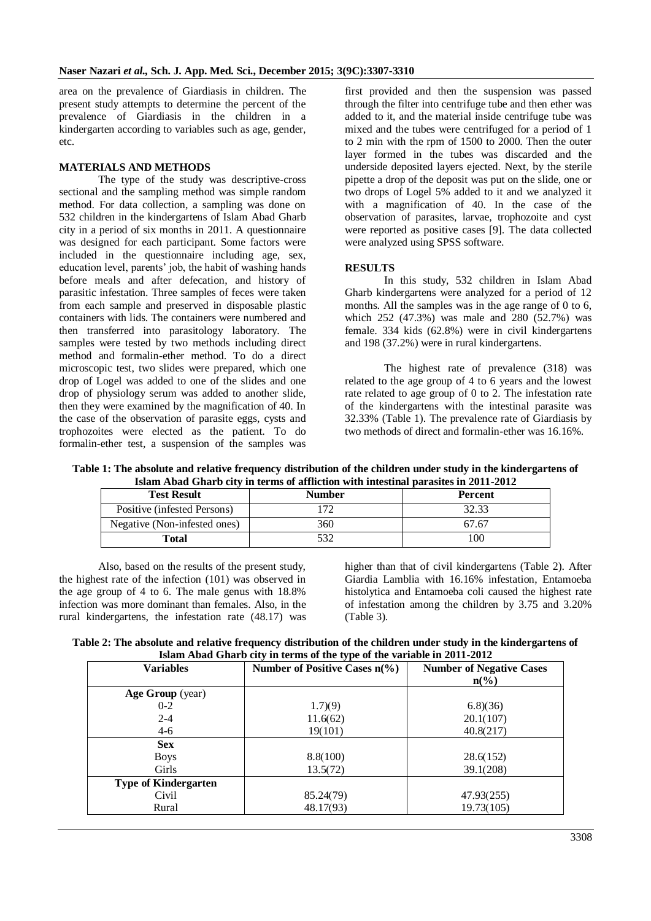area on the prevalence of Giardiasis in children. The present study attempts to determine the percent of the prevalence of Giardiasis in the children in a kindergarten according to variables such as age, gender, etc.

## MATERIALS AND METHODS

The type of the study was descriptive-cross sectional and the sampling method was simple random method. For data collection, a sampling was done on 532 children in the kindergartens of Islam Abad Gharb city in a period of six months in 2011. A questionnaire was designed for each participant. Some factors were included in the questionnaire including age, sex, education level, parents' job, the habit of washing hands before meals and after defecation, and history of parasitic infestation. Three samples of feces were taken from each sample and preserved in disposable plastic containers with lids. The containers were numbered and then transferred into parasitology laboratory. The samples were tested by two methods including direct method and formalin-ether method. To do a direct microscopic test, two slides were prepared, which one drop of Logel was added to one of the slides and one drop of physiology serum was added to another slide, then they were examined by the magnification of 40. In the case of the observation of parasite eggs, cysts and trophozoites were elected as the patient. To do formalin-ether test, a suspension of the samples was first provided and then the suspension was passed through the filter into centrifuge tube and then ether was added to it, and the material inside centrifuge tube was mixed and the tubes were centrifuged for a period of 1 to 2 min with the rpm of 1500 to 2000. Then the outer layer formed in the tubes was discarded and the underside deposited layers ejected. Next, by the sterile pipette a drop of the deposit was put on the slide, one or two drops of Logel 5% added to it and we analyzed it with a magnification of 40. In the case of the observation of parasites, larvae, trophozoite and cyst were reported as positive cases [9]. The data collected were analyzed using SPSS software.

## RESULTS

In this study, 532 children in Islam Abad Gharb kindergartens were analyzed for a period of 12 months. All the samples was in the age range of 0 to 6, which 252 (47.3%) was male and 280 (52.7%) was female. 334 kids (62.8%) were in civil kindergartens and 198 (37.2%) were in rural kindergartens.

The highest rate of prevalence (318) was related to the age group of 4 to 6 years and the lowest rate related to age group of 0 to 2. The infestation rate of the kindergartens with the intestinal parasite was 32.33% (Table 1). The prevalence rate of Giardiasis by two methods of direct and formalin-ether was 16.16%.

**Table 1: The absolute and relative frequency distribution of the children under study in the kindergartens of Islam Abad Gharb city in terms of affliction with intestinal parasites in 2011-2012**

| Test Result | Number | Percent |
|---|---|---|
| Positive (infested Persons) | 172 | 32.33 |
| Negative (Non-infested ones) | 360 | 67.67 |
| **Total** | 532 | 100 |

Also, based on the results of the present study, the highest rate of the infection (101) was observed in the age group of 4 to 6. The male genus with 18.8% infection was more dominant than females. Also, in the rural kindergartens, the infestation rate (48.17) was higher than that of civil kindergartens (Table 2). After Giardia Lamblia with 16.16% infestation, Entamoeba histolytica and Entamoeba coli caused the highest rate of infestation among the children by 3.75 and 3.20% (Table 3).

**Table 2: The absolute and relative frequency distribution of the children under study in the kindergartens of Islam Abad Gharb city in terms of the type of the variable in 2011-2012**

| Variables | Number of Positive Cases n(%) | Number of Negative Cases n(%) |
|---|---|---|
| **Age Group** (year) | | |
| 0-2 | 1.7)(9) | 6.8)(36) |
| 2-4 | 11.6(62) | 20.1(107) |
| 4-6 | 19(101) | 40.8(217) |
| **Sex** | | |
| Boys | 8.8(100) | 28.6(152) |
| Girls | 13.5(72) | 39.1(208) |
| **Type of Kindergarten** | | |
| Civil | 85.24(79) | 47.93(255) |
| Rural | 48.17(93) | 19.73(105) |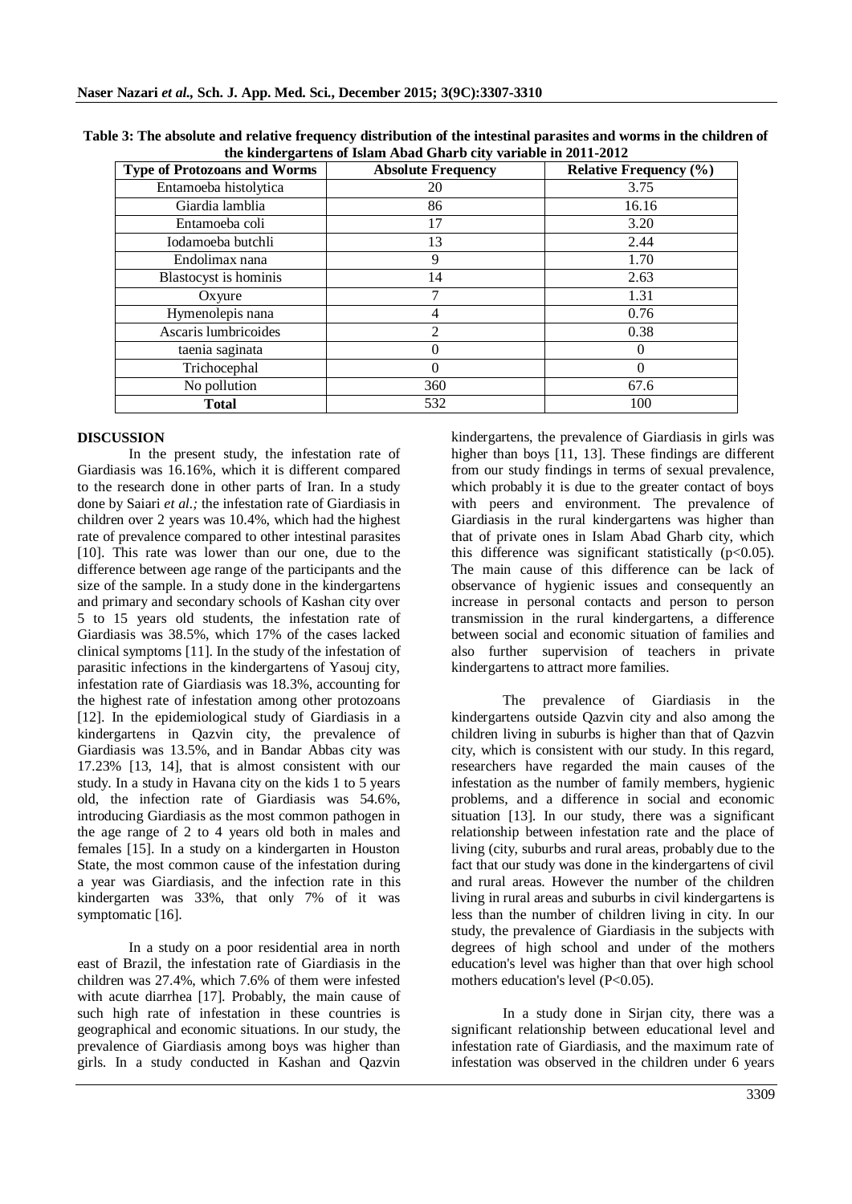**Table 3: The absolute and relative frequency distribution of the intestinal parasites and worms in the children of the kindergartens of Islam Abad Gharb city variable in 2011-2012**

| Type of Protozoans and Worms | Absolute Frequency | Relative Frequency (%) |
|---|---|---|
| Entamoeba histolytica | 20 | 3.75 |
| Giardia lamblia | 86 | 16.16 |
| Entamoeba coli | 17 | 3.20 |
| Iodamoeba butchli | 13 | 2.44 |
| Endolimax nana | 9 | 1.70 |
| Blastocyst is hominis | 14 | 2.63 |
| Oxyure | 7 | 1.31 |
| Hymenolepis nana | 4 | 0.76 |
| Ascaris lumbricoides | 2 | 0.38 |
| taenia saginata | 0 | 0 |
| Trichocephal | 0 | 0 |
| No pollution | 360 | 67.6 |
| **Total** | 532 | 100 |

## DISCUSSION

In the present study, the infestation rate of Giardiasis was 16.16%, which it is different compared to the research done in other parts of Iran. In a study done by Saiari *et al.;* the infestation rate of Giardiasis in children over 2 years was 10.4%, which had the highest rate of prevalence compared to other intestinal parasites [10]. This rate was lower than our one, due to the difference between age range of the participants and the size of the sample. In a study done in the kindergartens and primary and secondary schools of Kashan city over 5 to 15 years old students, the infestation rate of Giardiasis was 38.5%, which 17% of the cases lacked clinical symptoms [11]. In the study of the infestation of parasitic infections in the kindergartens of Yasouj city, infestation rate of Giardiasis was 18.3%, accounting for the highest rate of infestation among other protozoans [12]. In the epidemiological study of Giardiasis in a kindergartens in Qazvin city, the prevalence of Giardiasis was 13.5%, and in Bandar Abbas city was 17.23% [13, 14], that is almost consistent with our study. In a study in Havana city on the kids 1 to 5 years old, the infection rate of Giardiasis was 54.6%, introducing Giardiasis as the most common pathogen in the age range of 2 to 4 years old both in males and females [15]. In a study on a kindergarten in Houston State, the most common cause of the infestation during a year was Giardiasis, and the infection rate in this kindergarten was 33%, that only 7% of it was symptomatic [16].

In a study on a poor residential area in north east of Brazil, the infestation rate of Giardiasis in the children was 27.4%, which 7.6% of them were infested with acute diarrhea [17]. Probably, the main cause of such high rate of infestation in these countries is geographical and economic situations. In our study, the prevalence of Giardiasis among boys was higher than girls. In a study conducted in Kashan and Qazvin kindergartens, the prevalence of Giardiasis in girls was higher than boys [11, 13]. These findings are different from our study findings in terms of sexual prevalence, which probably it is due to the greater contact of boys with peers and environment. The prevalence of Giardiasis in the rural kindergartens was higher than that of private ones in Islam Abad Gharb city, which this difference was significant statistically ($p<0.05$). The main cause of this difference can be lack of observance of hygienic issues and consequently an increase in personal contacts and person to person transmission in the rural kindergartens, a difference between social and economic situation of families and also further supervision of teachers in private kindergartens to attract more families.

The prevalence of Giardiasis in the kindergartens outside Qazvin city and also among the children living in suburbs is higher than that of Qazvin city, which is consistent with our study. In this regard, researchers have regarded the main causes of the infestation as the number of family members, hygienic problems, and a difference in social and economic situation [13]. In our study, there was a significant relationship between infestation rate and the place of living (city, suburbs and rural areas, probably due to the fact that our study was done in the kindergartens of civil and rural areas. However the number of the children living in rural areas and suburbs in civil kindergartens is less than the number of children living in city. In our study, the prevalence of Giardiasis in the subjects with degrees of high school and under of the mothers education's level was higher than that over high school mothers education's level ($P<0.05$).

In a study done in Sirjan city, there was a significant relationship between educational level and infestation rate of Giardiasis, and the maximum rate of infestation was observed in the children under 6 years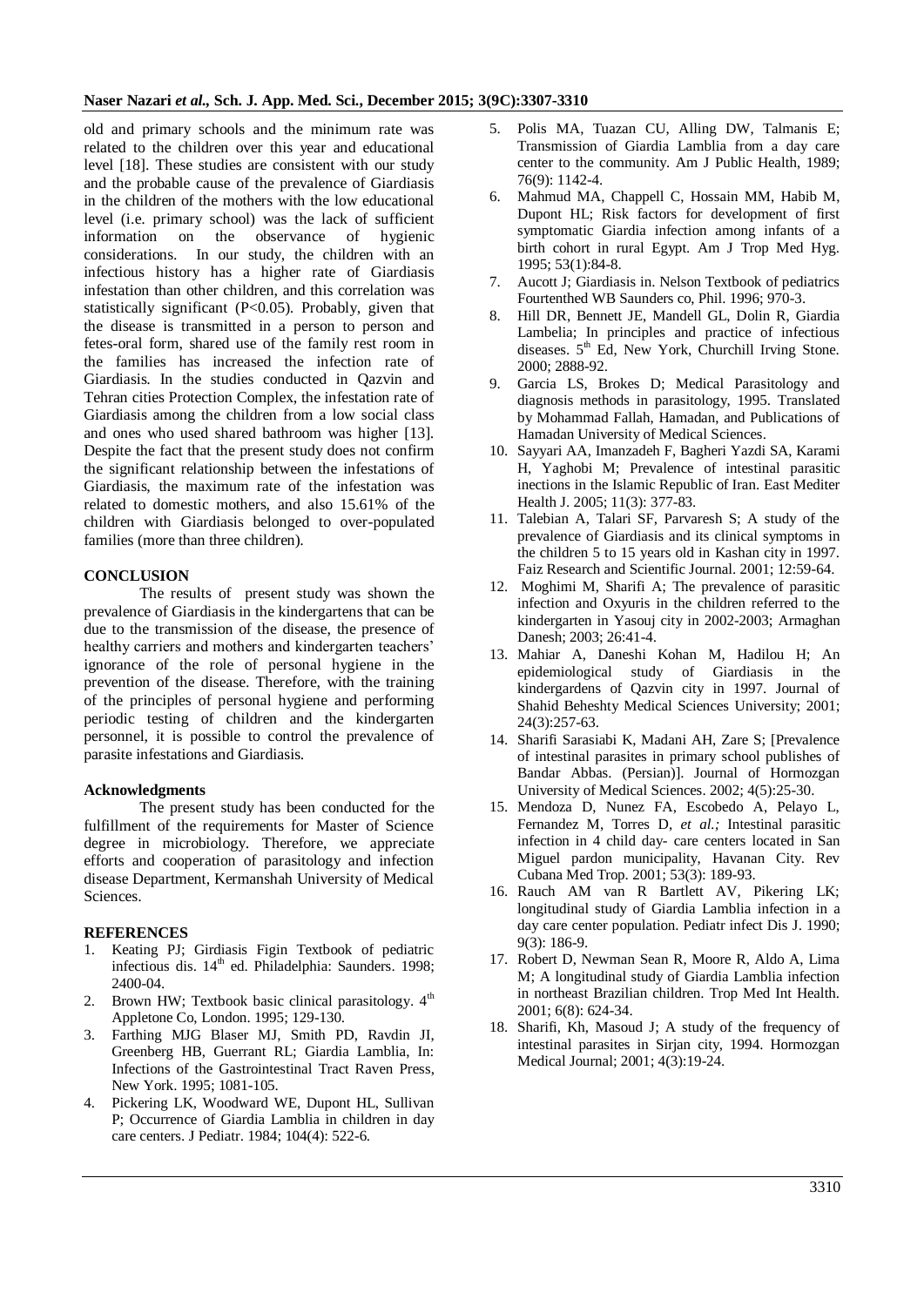old and primary schools and the minimum rate was related to the children over this year and educational level [18]. These studies are consistent with our study and the probable cause of the prevalence of Giardiasis in the children of the mothers with the low educational level (i.e. primary school) was the lack of sufficient information on the observance of hygienic considerations. In our study, the children with an infectious history has a higher rate of Giardiasis infestation than other children, and this correlation was statistically significant (P<0.05). Probably, given that the disease is transmitted in a person to person and fetes-oral form, shared use of the family rest room in the families has increased the infection rate of Giardiasis. In the studies conducted in Qazvin and Tehran cities Protection Complex, the infestation rate of Giardiasis among the children from a low social class and ones who used shared bathroom was higher [13]. Despite the fact that the present study does not confirm the significant relationship between the infestations of Giardiasis, the maximum rate of the infestation was related to domestic mothers, and also 15.61% of the children with Giardiasis belonged to over-populated families (more than three children).

## CONCLUSION

The results of present study was shown the prevalence of Giardiasis in the kindergartens that can be due to the transmission of the disease, the presence of healthy carriers and mothers and kindergarten teachers' ignorance of the role of personal hygiene in the prevention of the disease. Therefore, with the training of the principles of personal hygiene and performing periodic testing of children and the kindergarten personnel, it is possible to control the prevalence of parasite infestations and Giardiasis.

### Acknowledgments

The present study has been conducted for the fulfillment of the requirements for Master of Science degree in microbiology. Therefore, we appreciate efforts and cooperation of parasitology and infection disease Department, Kermanshah University of Medical Sciences.

## REFERENCES

1. Keating PJ; Girdiasis Figin Textbook of pediatric infectious dis. 14th ed. Philadelphia: Saunders. 1998; 2400-04.
2. Brown HW; Textbook basic clinical parasitology. 4th Appletone Co, London. 1995; 129-130.
3. Farthing MJG Blaser MJ, Smith PD, Ravdin JI, Greenberg HB, Guerrant RL; Giardia Lamblia, In: Infections of the Gastrointestinal Tract Raven Press, New York. 1995; 1081-105.
4. Pickering LK, Woodward WE, Dupont HL, Sullivan P; Occurrence of Giardia Lamblia in children in day care centers. J Pediatr. 1984; 104(4): 522-6.
5. Polis MA, Tuazan CU, Alling DW, Talmanis E; Transmission of Giardia Lamblia from a day care center to the community. Am J Public Health, 1989; 76(9): 1142-4.
6. Mahmud MA, Chappell C, Hossain MM, Habib M, Dupont HL; Risk factors for development of first symptomatic Giardia infection among infants of a birth cohort in rural Egypt. Am J Trop Med Hyg. 1995; 53(1):84-8.
7. Aucott J; Giardiasis in. Nelson Textbook of pediatrics Fourtenthed WB Saunders co, Phil. 1996; 970-3.
8. Hill DR, Bennett JE, Mandell GL, Dolin R, Giardia Lambelia; In principles and practice of infectious diseases. 5th Ed, New York, Churchill Irving Stone. 2000; 2888-92.
9. Garcia LS, Brokes D; Medical Parasitology and diagnosis methods in parasitology, 1995. Translated by Mohammad Fallah, Hamadan, and Publications of Hamadan University of Medical Sciences.
10. Sayyari AA, Imanzadeh F, Bagheri Yazdi SA, Karami H, Yaghobi M; Prevalence of intestinal parasitic inections in the Islamic Republic of Iran. East Mediter Health J. 2005; 11(3): 377-83.
11. Talebian A, Talari SF, Parvaresh S; A study of the prevalence of Giardiasis and its clinical symptoms in the children 5 to 15 years old in Kashan city in 1997. Faiz Research and Scientific Journal. 2001; 12:59-64.
12. Moghimi M, Sharifi A; The prevalence of parasitic infection and Oxyuris in the children referred to the kindergarten in Yasouj city in 2002-2003; Armaghan Danesh; 2003; 26:41-4.
13. Mahiar A, Daneshi Kohan M, Hadilou H; An epidemiological study of Giardiasis in the kindergardens of Qazvin city in 1997. Journal of Shahid Beheshty Medical Sciences University; 2001; 24(3):257-63.
14. Sharifi Sarasiabi K, Madani AH, Zare S; [Prevalence of intestinal parasites in primary school publishes of Bandar Abbas. (Persian)]. Journal of Hormozgan University of Medical Sciences. 2002; 4(5):25-30.
15. Mendoza D, Nunez FA, Escobedo A, Pelayo L, Fernandez M, Torres D, *et al.;* Intestinal parasitic infection in 4 child day- care centers located in San Miguel pardon municipality, Havanan City. Rev Cubana Med Trop. 2001; 53(3): 189-93.
16. Rauch AM van R Bartlett AV, Pikering LK; longitudinal study of Giardia Lamblia infection in a day care center population. Pediatr infect Dis J. 1990; 9(3): 186-9.
17. Robert D, Newman Sean R, Moore R, Aldo A, Lima M; A longitudinal study of Giardia Lamblia infection in northeast Brazilian children. Trop Med Int Health. 2001; 6(8): 624-34.
18. Sharifi, Kh, Masoud J; A study of the frequency of intestinal parasites in Sirjan city, 1994. Hormozgan Medical Journal; 2001; 4(3):19-24.